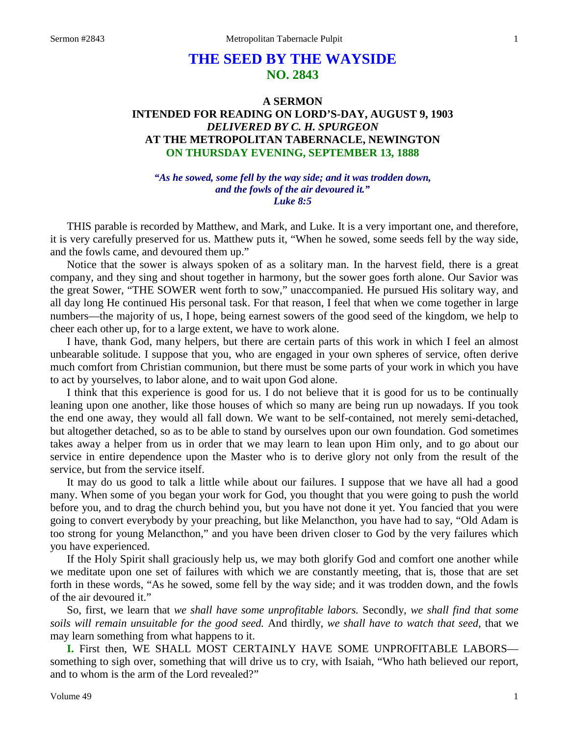# THE SEED BY THE WAYSIDE
## NO. 2843

### A SERMON
### INTENDED FOR READING ON LORD'S-DAY, AUGUST 9, 1903
### *DELIVERED BY C. H. SPURGEON*
### AT THE METROPOLITAN TABERNACLE, NEWINGTON
### ON THURSDAY EVENING, SEPTEMBER 13, 1888

*"As he sowed, some fell by the way side; and it was trodden down, and the fowls of the air devoured it." Luke 8:5*

THIS parable is recorded by Matthew, and Mark, and Luke. It is a very important one, and therefore, it is very carefully preserved for us. Matthew puts it, "When he sowed, some seeds fell by the way side, and the fowls came, and devoured them up."

Notice that the sower is always spoken of as a solitary man. In the harvest field, there is a great company, and they sing and shout together in harmony, but the sower goes forth alone. Our Savior was the great Sower, "THE SOWER went forth to sow," unaccompanied. He pursued His solitary way, and all day long He continued His personal task. For that reason, I feel that when we come together in large numbers—the majority of us, I hope, being earnest sowers of the good seed of the kingdom, we help to cheer each other up, for to a large extent, we have to work alone.

I have, thank God, many helpers, but there are certain parts of this work in which I feel an almost unbearable solitude. I suppose that you, who are engaged in your own spheres of service, often derive much comfort from Christian communion, but there must be some parts of your work in which you have to act by yourselves, to labor alone, and to wait upon God alone.

I think that this experience is good for us. I do not believe that it is good for us to be continually leaning upon one another, like those houses of which so many are being run up nowadays. If you took the end one away, they would all fall down. We want to be self-contained, not merely semi-detached, but altogether detached, so as to be able to stand by ourselves upon our own foundation. God sometimes takes away a helper from us in order that we may learn to lean upon Him only, and to go about our service in entire dependence upon the Master who is to derive glory not only from the result of the service, but from the service itself.

It may do us good to talk a little while about our failures. I suppose that we have all had a good many. When some of you began your work for God, you thought that you were going to push the world before you, and to drag the church behind you, but you have not done it yet. You fancied that you were going to convert everybody by your preaching, but like Melancthon, you have had to say, "Old Adam is too strong for young Melancthon," and you have been driven closer to God by the very failures which you have experienced.

If the Holy Spirit shall graciously help us, we may both glorify God and comfort one another while we meditate upon one set of failures with which we are constantly meeting, that is, those that are set forth in these words, "As he sowed, some fell by the way side; and it was trodden down, and the fowls of the air devoured it."

So, first, we learn that *we shall have some unprofitable labors.* Secondly, *we shall find that some soils will remain unsuitable for the good seed.* And thirdly, *we shall have to watch that seed,* that we may learn something from what happens to it.

**I.** First then, WE SHALL MOST CERTAINLY HAVE SOME UNPROFITABLE LABORS—something to sigh over, something that will drive us to cry, with Isaiah, "Who hath believed our report, and to whom is the arm of the Lord revealed?"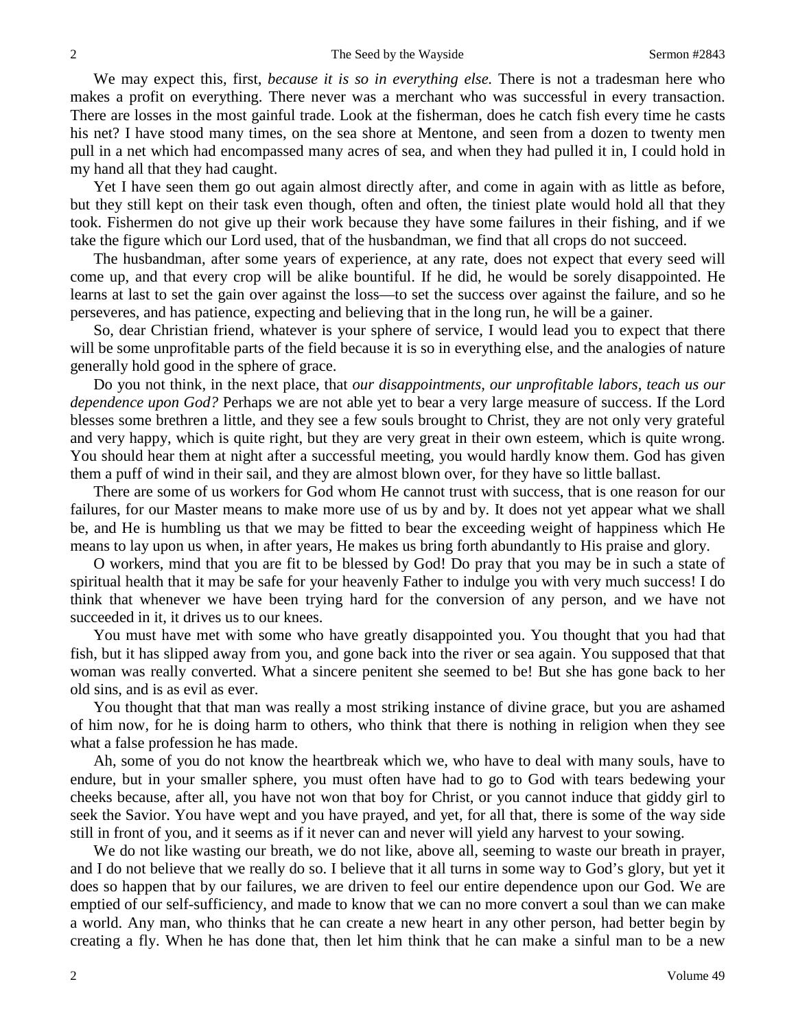We may expect this, first, *because it is so in everything else.* There is not a tradesman here who makes a profit on everything. There never was a merchant who was successful in every transaction. There are losses in the most gainful trade. Look at the fisherman, does he catch fish every time he casts his net? I have stood many times, on the sea shore at Mentone, and seen from a dozen to twenty men pull in a net which had encompassed many acres of sea, and when they had pulled it in, I could hold in my hand all that they had caught.

Yet I have seen them go out again almost directly after, and come in again with as little as before, but they still kept on their task even though, often and often, the tiniest plate would hold all that they took. Fishermen do not give up their work because they have some failures in their fishing, and if we take the figure which our Lord used, that of the husbandman, we find that all crops do not succeed.

The husbandman, after some years of experience, at any rate, does not expect that every seed will come up, and that every crop will be alike bountiful. If he did, he would be sorely disappointed. He learns at last to set the gain over against the loss—to set the success over against the failure, and so he perseveres, and has patience, expecting and believing that in the long run, he will be a gainer.

So, dear Christian friend, whatever is your sphere of service, I would lead you to expect that there will be some unprofitable parts of the field because it is so in everything else, and the analogies of nature generally hold good in the sphere of grace.

Do you not think, in the next place, that *our disappointments, our unprofitable labors, teach us our dependence upon God?* Perhaps we are not able yet to bear a very large measure of success. If the Lord blesses some brethren a little, and they see a few souls brought to Christ, they are not only very grateful and very happy, which is quite right, but they are very great in their own esteem, which is quite wrong. You should hear them at night after a successful meeting, you would hardly know them. God has given them a puff of wind in their sail, and they are almost blown over, for they have so little ballast.

There are some of us workers for God whom He cannot trust with success, that is one reason for our failures, for our Master means to make more use of us by and by. It does not yet appear what we shall be, and He is humbling us that we may be fitted to bear the exceeding weight of happiness which He means to lay upon us when, in after years, He makes us bring forth abundantly to His praise and glory.

O workers, mind that you are fit to be blessed by God! Do pray that you may be in such a state of spiritual health that it may be safe for your heavenly Father to indulge you with very much success! I do think that whenever we have been trying hard for the conversion of any person, and we have not succeeded in it, it drives us to our knees.

You must have met with some who have greatly disappointed you. You thought that you had that fish, but it has slipped away from you, and gone back into the river or sea again. You supposed that that woman was really converted. What a sincere penitent she seemed to be! But she has gone back to her old sins, and is as evil as ever.

You thought that that man was really a most striking instance of divine grace, but you are ashamed of him now, for he is doing harm to others, who think that there is nothing in religion when they see what a false profession he has made.

Ah, some of you do not know the heartbreak which we, who have to deal with many souls, have to endure, but in your smaller sphere, you must often have had to go to God with tears bedewing your cheeks because, after all, you have not won that boy for Christ, or you cannot induce that giddy girl to seek the Savior. You have wept and you have prayed, and yet, for all that, there is some of the way side still in front of you, and it seems as if it never can and never will yield any harvest to your sowing.

We do not like wasting our breath, we do not like, above all, seeming to waste our breath in prayer, and I do not believe that we really do so. I believe that it all turns in some way to God's glory, but yet it does so happen that by our failures, we are driven to feel our entire dependence upon our God. We are emptied of our self-sufficiency, and made to know that we can no more convert a soul than we can make a world. Any man, who thinks that he can create a new heart in any other person, had better begin by creating a fly. When he has done that, then let him think that he can make a sinful man to be a new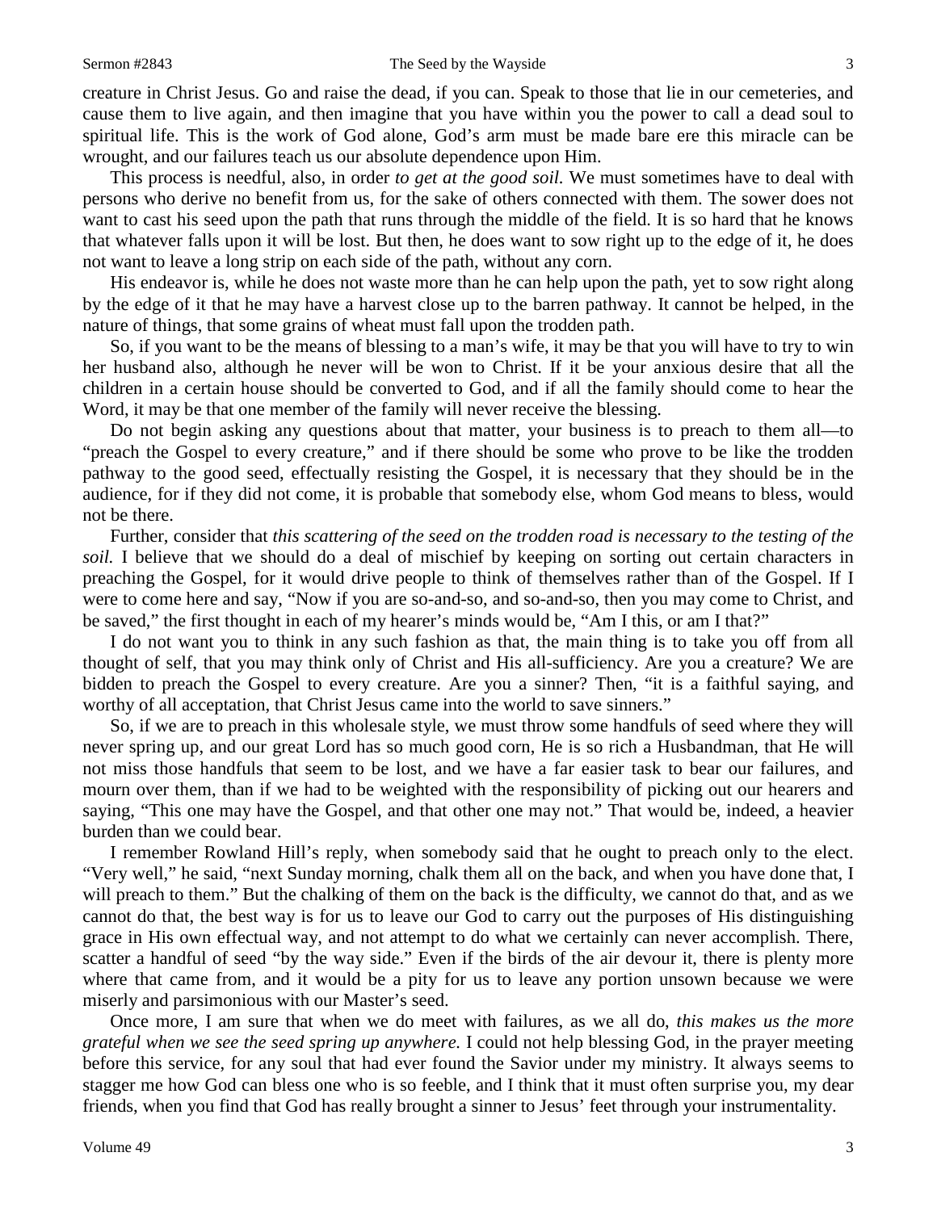creature in Christ Jesus. Go and raise the dead, if you can. Speak to those that lie in our cemeteries, and cause them to live again, and then imagine that you have within you the power to call a dead soul to spiritual life. This is the work of God alone, God's arm must be made bare ere this miracle can be wrought, and our failures teach us our absolute dependence upon Him.

This process is needful, also, in order *to get at the good soil.* We must sometimes have to deal with persons who derive no benefit from us, for the sake of others connected with them. The sower does not want to cast his seed upon the path that runs through the middle of the field. It is so hard that he knows that whatever falls upon it will be lost. But then, he does want to sow right up to the edge of it, he does not want to leave a long strip on each side of the path, without any corn.

His endeavor is, while he does not waste more than he can help upon the path, yet to sow right along by the edge of it that he may have a harvest close up to the barren pathway. It cannot be helped, in the nature of things, that some grains of wheat must fall upon the trodden path.

So, if you want to be the means of blessing to a man's wife, it may be that you will have to try to win her husband also, although he never will be won to Christ. If it be your anxious desire that all the children in a certain house should be converted to God, and if all the family should come to hear the Word, it may be that one member of the family will never receive the blessing.

Do not begin asking any questions about that matter, your business is to preach to them all—to "preach the Gospel to every creature," and if there should be some who prove to be like the trodden pathway to the good seed, effectually resisting the Gospel, it is necessary that they should be in the audience, for if they did not come, it is probable that somebody else, whom God means to bless, would not be there.

Further, consider that *this scattering of the seed on the trodden road is necessary to the testing of the soil.* I believe that we should do a deal of mischief by keeping on sorting out certain characters in preaching the Gospel, for it would drive people to think of themselves rather than of the Gospel. If I were to come here and say, "Now if you are so-and-so, and so-and-so, then you may come to Christ, and be saved," the first thought in each of my hearer's minds would be, "Am I this, or am I that?"

I do not want you to think in any such fashion as that, the main thing is to take you off from all thought of self, that you may think only of Christ and His all-sufficiency. Are you a creature? We are bidden to preach the Gospel to every creature. Are you a sinner? Then, "it is a faithful saying, and worthy of all acceptation, that Christ Jesus came into the world to save sinners."

So, if we are to preach in this wholesale style, we must throw some handfuls of seed where they will never spring up, and our great Lord has so much good corn, He is so rich a Husbandman, that He will not miss those handfuls that seem to be lost, and we have a far easier task to bear our failures, and mourn over them, than if we had to be weighted with the responsibility of picking out our hearers and saying, "This one may have the Gospel, and that other one may not." That would be, indeed, a heavier burden than we could bear.

I remember Rowland Hill's reply, when somebody said that he ought to preach only to the elect. "Very well," he said, "next Sunday morning, chalk them all on the back, and when you have done that, I will preach to them." But the chalking of them on the back is the difficulty, we cannot do that, and as we cannot do that, the best way is for us to leave our God to carry out the purposes of His distinguishing grace in His own effectual way, and not attempt to do what we certainly can never accomplish. There, scatter a handful of seed "by the way side." Even if the birds of the air devour it, there is plenty more where that came from, and it would be a pity for us to leave any portion unsown because we were miserly and parsimonious with our Master's seed.

Once more, I am sure that when we do meet with failures, as we all do, *this makes us the more grateful when we see the seed spring up anywhere.* I could not help blessing God, in the prayer meeting before this service, for any soul that had ever found the Savior under my ministry. It always seems to stagger me how God can bless one who is so feeble, and I think that it must often surprise you, my dear friends, when you find that God has really brought a sinner to Jesus' feet through your instrumentality.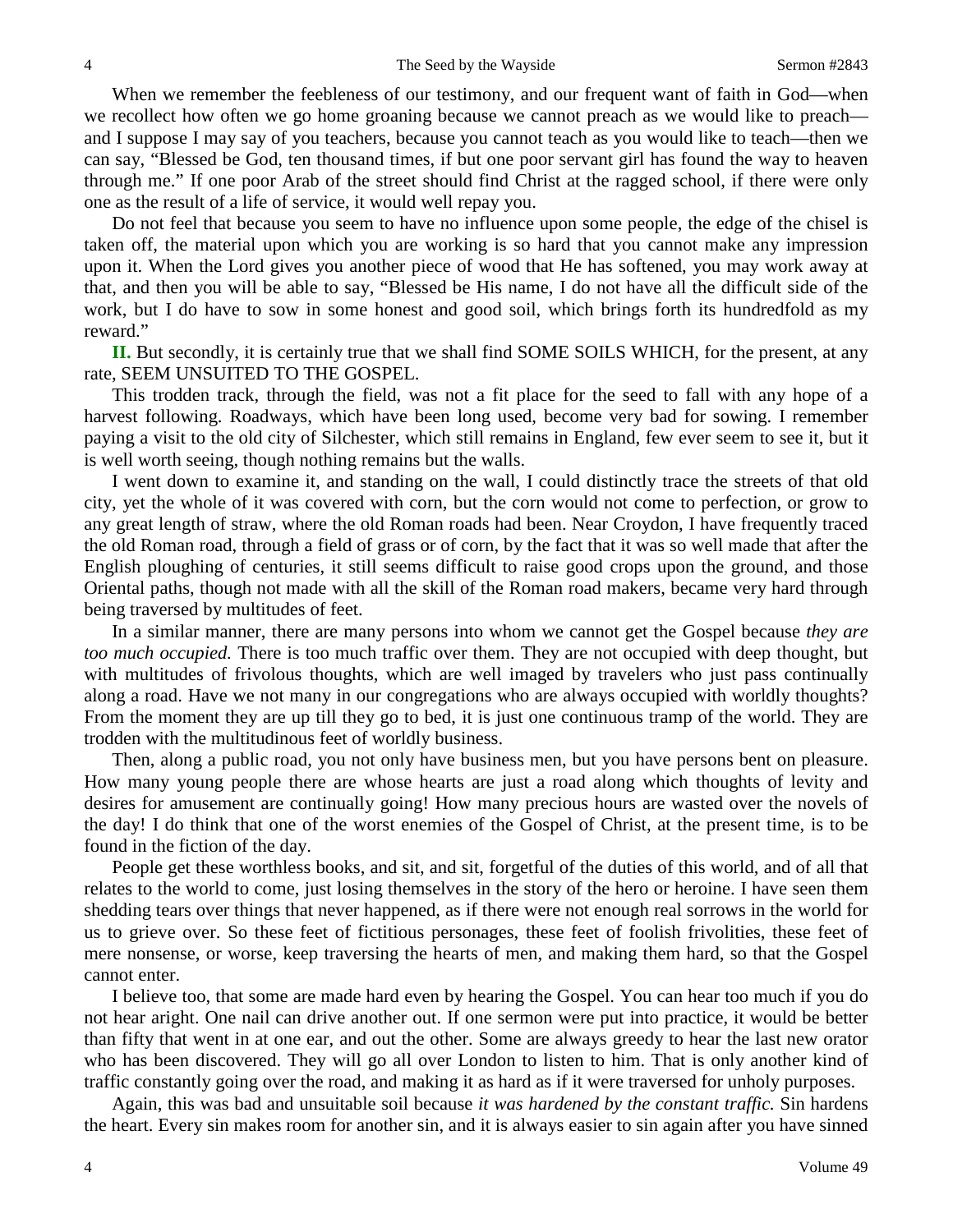When we remember the feebleness of our testimony, and our frequent want of faith in God—when we recollect how often we go home groaning because we cannot preach as we would like to preach—and I suppose I may say of you teachers, because you cannot teach as you would like to teach—then we can say, "Blessed be God, ten thousand times, if but one poor servant girl has found the way to heaven through me." If one poor Arab of the street should find Christ at the ragged school, if there were only one as the result of a life of service, it would well repay you.

Do not feel that because you seem to have no influence upon some people, the edge of the chisel is taken off, the material upon which you are working is so hard that you cannot make any impression upon it. When the Lord gives you another piece of wood that He has softened, you may work away at that, and then you will be able to say, "Blessed be His name, I do not have all the difficult side of the work, but I do have to sow in some honest and good soil, which brings forth its hundredfold as my reward."

**II.** But secondly, it is certainly true that we shall find SOME SOILS WHICH, for the present, at any rate, SEEM UNSUITED TO THE GOSPEL.

This trodden track, through the field, was not a fit place for the seed to fall with any hope of a harvest following. Roadways, which have been long used, become very bad for sowing. I remember paying a visit to the old city of Silchester, which still remains in England, few ever seem to see it, but it is well worth seeing, though nothing remains but the walls.

I went down to examine it, and standing on the wall, I could distinctly trace the streets of that old city, yet the whole of it was covered with corn, but the corn would not come to perfection, or grow to any great length of straw, where the old Roman roads had been. Near Croydon, I have frequently traced the old Roman road, through a field of grass or of corn, by the fact that it was so well made that after the English ploughing of centuries, it still seems difficult to raise good crops upon the ground, and those Oriental paths, though not made with all the skill of the Roman road makers, became very hard through being traversed by multitudes of feet.

In a similar manner, there are many persons into whom we cannot get the Gospel because *they are too much occupied.* There is too much traffic over them. They are not occupied with deep thought, but with multitudes of frivolous thoughts, which are well imaged by travelers who just pass continually along a road. Have we not many in our congregations who are always occupied with worldly thoughts? From the moment they are up till they go to bed, it is just one continuous tramp of the world. They are trodden with the multitudinous feet of worldly business.

Then, along a public road, you not only have business men, but you have persons bent on pleasure. How many young people there are whose hearts are just a road along which thoughts of levity and desires for amusement are continually going! How many precious hours are wasted over the novels of the day! I do think that one of the worst enemies of the Gospel of Christ, at the present time, is to be found in the fiction of the day.

People get these worthless books, and sit, and sit, forgetful of the duties of this world, and of all that relates to the world to come, just losing themselves in the story of the hero or heroine. I have seen them shedding tears over things that never happened, as if there were not enough real sorrows in the world for us to grieve over. So these feet of fictitious personages, these feet of foolish frivolities, these feet of mere nonsense, or worse, keep traversing the hearts of men, and making them hard, so that the Gospel cannot enter.

I believe too, that some are made hard even by hearing the Gospel. You can hear too much if you do not hear aright. One nail can drive another out. If one sermon were put into practice, it would be better than fifty that went in at one ear, and out the other. Some are always greedy to hear the last new orator who has been discovered. They will go all over London to listen to him. That is only another kind of traffic constantly going over the road, and making it as hard as if it were traversed for unholy purposes.

Again, this was bad and unsuitable soil because *it was hardened by the constant traffic.* Sin hardens the heart. Every sin makes room for another sin, and it is always easier to sin again after you have sinned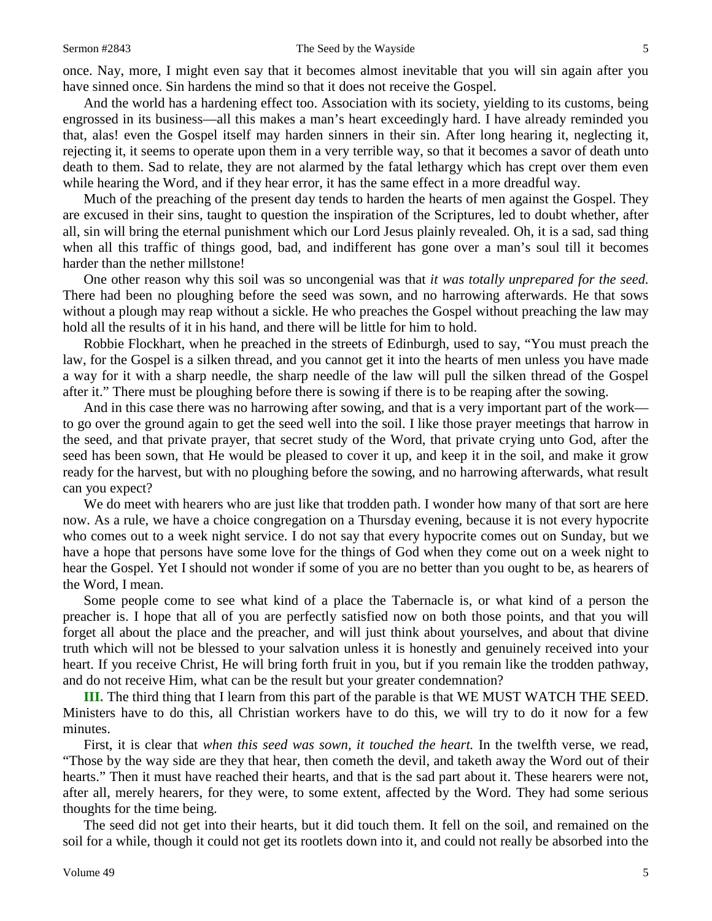once. Nay, more, I might even say that it becomes almost inevitable that you will sin again after you have sinned once. Sin hardens the mind so that it does not receive the Gospel.

And the world has a hardening effect too. Association with its society, yielding to its customs, being engrossed in its business—all this makes a man's heart exceedingly hard. I have already reminded you that, alas! even the Gospel itself may harden sinners in their sin. After long hearing it, neglecting it, rejecting it, it seems to operate upon them in a very terrible way, so that it becomes a savor of death unto death to them. Sad to relate, they are not alarmed by the fatal lethargy which has crept over them even while hearing the Word, and if they hear error, it has the same effect in a more dreadful way.

Much of the preaching of the present day tends to harden the hearts of men against the Gospel. They are excused in their sins, taught to question the inspiration of the Scriptures, led to doubt whether, after all, sin will bring the eternal punishment which our Lord Jesus plainly revealed. Oh, it is a sad, sad thing when all this traffic of things good, bad, and indifferent has gone over a man's soul till it becomes harder than the nether millstone!

One other reason why this soil was so uncongenial was that *it was totally unprepared for the seed.* There had been no ploughing before the seed was sown, and no harrowing afterwards. He that sows without a plough may reap without a sickle. He who preaches the Gospel without preaching the law may hold all the results of it in his hand, and there will be little for him to hold.

Robbie Flockhart, when he preached in the streets of Edinburgh, used to say, "You must preach the law, for the Gospel is a silken thread, and you cannot get it into the hearts of men unless you have made a way for it with a sharp needle, the sharp needle of the law will pull the silken thread of the Gospel after it." There must be ploughing before there is sowing if there is to be reaping after the sowing.

And in this case there was no harrowing after sowing, and that is a very important part of the work—to go over the ground again to get the seed well into the soil. I like those prayer meetings that harrow in the seed, and that private prayer, that secret study of the Word, that private crying unto God, after the seed has been sown, that He would be pleased to cover it up, and keep it in the soil, and make it grow ready for the harvest, but with no ploughing before the sowing, and no harrowing afterwards, what result can you expect?

We do meet with hearers who are just like that trodden path. I wonder how many of that sort are here now. As a rule, we have a choice congregation on a Thursday evening, because it is not every hypocrite who comes out to a week night service. I do not say that every hypocrite comes out on Sunday, but we have a hope that persons have some love for the things of God when they come out on a week night to hear the Gospel. Yet I should not wonder if some of you are no better than you ought to be, as hearers of the Word, I mean.

Some people come to see what kind of a place the Tabernacle is, or what kind of a person the preacher is. I hope that all of you are perfectly satisfied now on both those points, and that you will forget all about the place and the preacher, and will just think about yourselves, and about that divine truth which will not be blessed to your salvation unless it is honestly and genuinely received into your heart. If you receive Christ, He will bring forth fruit in you, but if you remain like the trodden pathway, and do not receive Him, what can be the result but your greater condemnation?

**III.** The third thing that I learn from this part of the parable is that WE MUST WATCH THE SEED. Ministers have to do this, all Christian workers have to do this, we will try to do it now for a few minutes.

First, it is clear that *when this seed was sown, it touched the heart.* In the twelfth verse, we read, "Those by the way side are they that hear, then cometh the devil, and taketh away the Word out of their hearts." Then it must have reached their hearts, and that is the sad part about it. These hearers were not, after all, merely hearers, for they were, to some extent, affected by the Word. They had some serious thoughts for the time being.

The seed did not get into their hearts, but it did touch them. It fell on the soil, and remained on the soil for a while, though it could not get its rootlets down into it, and could not really be absorbed into the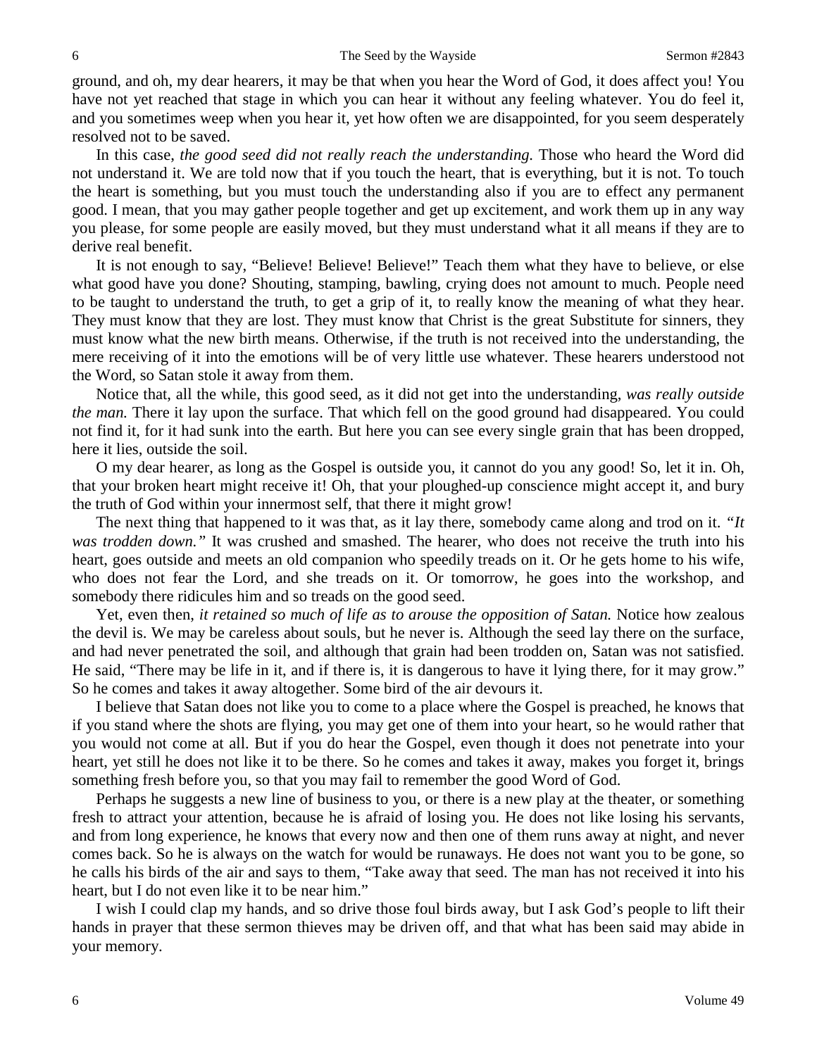ground, and oh, my dear hearers, it may be that when you hear the Word of God, it does affect you! You have not yet reached that stage in which you can hear it without any feeling whatever. You do feel it, and you sometimes weep when you hear it, yet how often we are disappointed, for you seem desperately resolved not to be saved.

In this case, *the good seed did not really reach the understanding.* Those who heard the Word did not understand it. We are told now that if you touch the heart, that is everything, but it is not. To touch the heart is something, but you must touch the understanding also if you are to effect any permanent good. I mean, that you may gather people together and get up excitement, and work them up in any way you please, for some people are easily moved, but they must understand what it all means if they are to derive real benefit.

It is not enough to say, "Believe! Believe! Believe!" Teach them what they have to believe, or else what good have you done? Shouting, stamping, bawling, crying does not amount to much. People need to be taught to understand the truth, to get a grip of it, to really know the meaning of what they hear. They must know that they are lost. They must know that Christ is the great Substitute for sinners, they must know what the new birth means. Otherwise, if the truth is not received into the understanding, the mere receiving of it into the emotions will be of very little use whatever. These hearers understood not the Word, so Satan stole it away from them.

Notice that, all the while, this good seed, as it did not get into the understanding, *was really outside the man.* There it lay upon the surface. That which fell on the good ground had disappeared. You could not find it, for it had sunk into the earth. But here you can see every single grain that has been dropped, here it lies, outside the soil.

O my dear hearer, as long as the Gospel is outside you, it cannot do you any good! So, let it in. Oh, that your broken heart might receive it! Oh, that your ploughed-up conscience might accept it, and bury the truth of God within your innermost self, that there it might grow!

The next thing that happened to it was that, as it lay there, somebody came along and trod on it. *"It was trodden down."* It was crushed and smashed. The hearer, who does not receive the truth into his heart, goes outside and meets an old companion who speedily treads on it. Or he gets home to his wife, who does not fear the Lord, and she treads on it. Or tomorrow, he goes into the workshop, and somebody there ridicules him and so treads on the good seed.

Yet, even then, *it retained so much of life as to arouse the opposition of Satan.* Notice how zealous the devil is. We may be careless about souls, but he never is. Although the seed lay there on the surface, and had never penetrated the soil, and although that grain had been trodden on, Satan was not satisfied. He said, "There may be life in it, and if there is, it is dangerous to have it lying there, for it may grow." So he comes and takes it away altogether. Some bird of the air devours it.

I believe that Satan does not like you to come to a place where the Gospel is preached, he knows that if you stand where the shots are flying, you may get one of them into your heart, so he would rather that you would not come at all. But if you do hear the Gospel, even though it does not penetrate into your heart, yet still he does not like it to be there. So he comes and takes it away, makes you forget it, brings something fresh before you, so that you may fail to remember the good Word of God.

Perhaps he suggests a new line of business to you, or there is a new play at the theater, or something fresh to attract your attention, because he is afraid of losing you. He does not like losing his servants, and from long experience, he knows that every now and then one of them runs away at night, and never comes back. So he is always on the watch for would be runaways. He does not want you to be gone, so he calls his birds of the air and says to them, "Take away that seed. The man has not received it into his heart, but I do not even like it to be near him."

I wish I could clap my hands, and so drive those foul birds away, but I ask God's people to lift their hands in prayer that these sermon thieves may be driven off, and that what has been said may abide in your memory.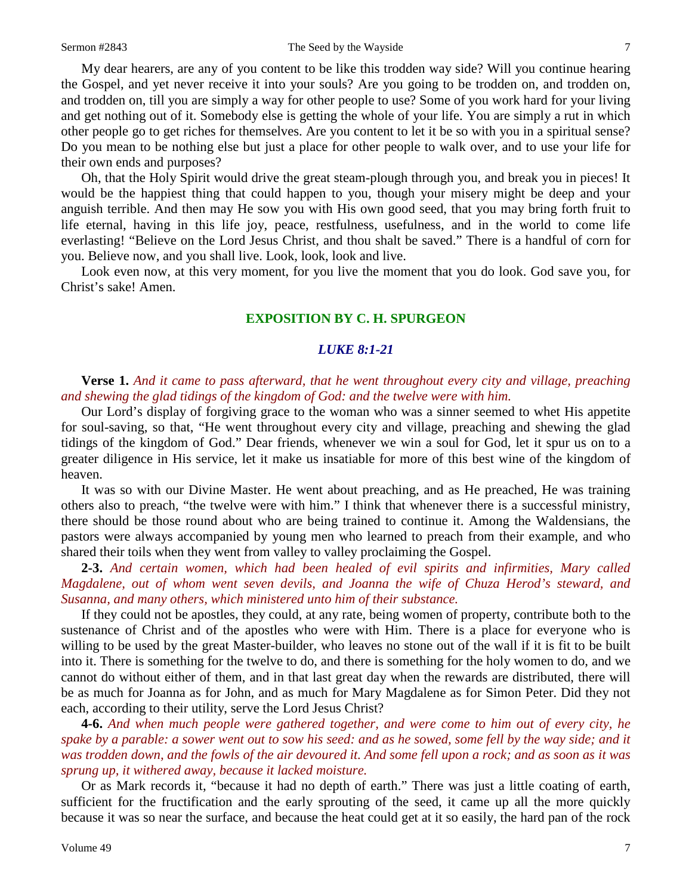My dear hearers, are any of you content to be like this trodden way side? Will you continue hearing the Gospel, and yet never receive it into your souls? Are you going to be trodden on, and trodden on, and trodden on, till you are simply a way for other people to use? Some of you work hard for your living and get nothing out of it. Somebody else is getting the whole of your life. You are simply a rut in which other people go to get riches for themselves. Are you content to let it be so with you in a spiritual sense? Do you mean to be nothing else but just a place for other people to walk over, and to use your life for their own ends and purposes?

Oh, that the Holy Spirit would drive the great steam-plough through you, and break you in pieces! It would be the happiest thing that could happen to you, though your misery might be deep and your anguish terrible. And then may He sow you with His own good seed, that you may bring forth fruit to life eternal, having in this life joy, peace, restfulness, usefulness, and in the world to come life everlasting! "Believe on the Lord Jesus Christ, and thou shalt be saved." There is a handful of corn for you. Believe now, and you shall live. Look, look, look and live.

Look even now, at this very moment, for you live the moment that you do look. God save you, for Christ's sake! Amen.

## EXPOSITION BY C. H. SPURGEON

### *LUKE 8:1-21*

**Verse 1.** *And it came to pass afterward, that he went throughout every city and village, preaching and shewing the glad tidings of the kingdom of God: and the twelve were with him.*

Our Lord's display of forgiving grace to the woman who was a sinner seemed to whet His appetite for soul-saving, so that, "He went throughout every city and village, preaching and shewing the glad tidings of the kingdom of God." Dear friends, whenever we win a soul for God, let it spur us on to a greater diligence in His service, let it make us insatiable for more of this best wine of the kingdom of heaven.

It was so with our Divine Master. He went about preaching, and as He preached, He was training others also to preach, "the twelve were with him." I think that whenever there is a successful ministry, there should be those round about who are being trained to continue it. Among the Waldensians, the pastors were always accompanied by young men who learned to preach from their example, and who shared their toils when they went from valley to valley proclaiming the Gospel.

**2-3.** *And certain women, which had been healed of evil spirits and infirmities, Mary called Magdalene, out of whom went seven devils, and Joanna the wife of Chuza Herod's steward, and Susanna, and many others, which ministered unto him of their substance.*

If they could not be apostles, they could, at any rate, being women of property, contribute both to the sustenance of Christ and of the apostles who were with Him. There is a place for everyone who is willing to be used by the great Master-builder, who leaves no stone out of the wall if it is fit to be built into it. There is something for the twelve to do, and there is something for the holy women to do, and we cannot do without either of them, and in that last great day when the rewards are distributed, there will be as much for Joanna as for John, and as much for Mary Magdalene as for Simon Peter. Did they not each, according to their utility, serve the Lord Jesus Christ?

**4-6.** *And when much people were gathered together, and were come to him out of every city, he spake by a parable: a sower went out to sow his seed: and as he sowed, some fell by the way side; and it was trodden down, and the fowls of the air devoured it. And some fell upon a rock; and as soon as it was sprung up, it withered away, because it lacked moisture.*

Or as Mark records it, "because it had no depth of earth." There was just a little coating of earth, sufficient for the fructification and the early sprouting of the seed, it came up all the more quickly because it was so near the surface, and because the heat could get at it so easily, the hard pan of the rock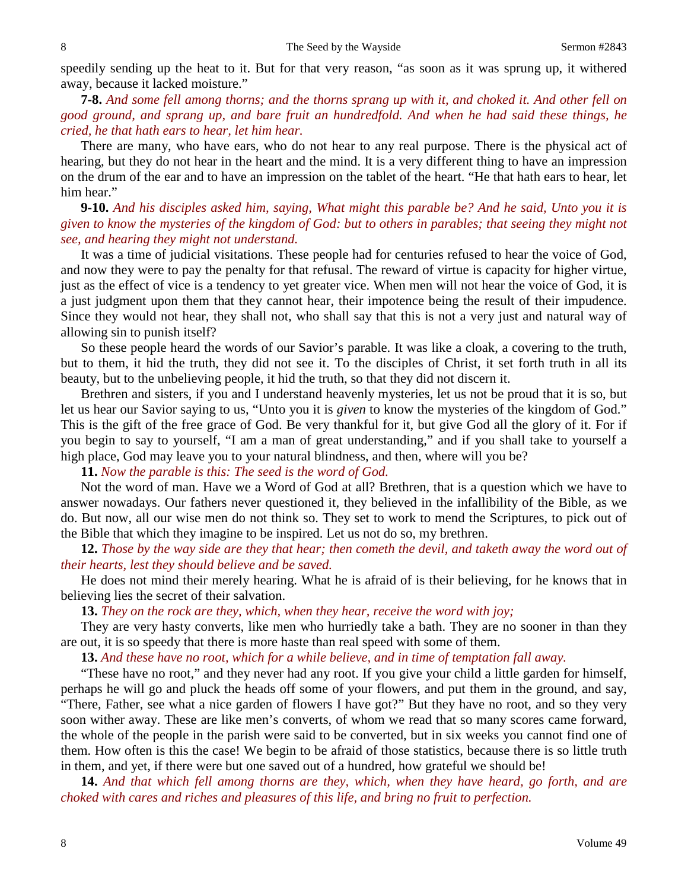speedily sending up the heat to it. But for that very reason, "as soon as it was sprung up, it withered away, because it lacked moisture."

**7-8.** *And some fell among thorns; and the thorns sprang up with it, and choked it. And other fell on good ground, and sprang up, and bare fruit an hundredfold. And when he had said these things, he cried, he that hath ears to hear, let him hear.*

There are many, who have ears, who do not hear to any real purpose. There is the physical act of hearing, but they do not hear in the heart and the mind. It is a very different thing to have an impression on the drum of the ear and to have an impression on the tablet of the heart. "He that hath ears to hear, let him hear."

**9-10.** *And his disciples asked him, saying, What might this parable be? And he said, Unto you it is given to know the mysteries of the kingdom of God: but to others in parables; that seeing they might not see, and hearing they might not understand.*

It was a time of judicial visitations. These people had for centuries refused to hear the voice of God, and now they were to pay the penalty for that refusal. The reward of virtue is capacity for higher virtue, just as the effect of vice is a tendency to yet greater vice. When men will not hear the voice of God, it is a just judgment upon them that they cannot hear, their impotence being the result of their impudence. Since they would not hear, they shall not, who shall say that this is not a very just and natural way of allowing sin to punish itself?

So these people heard the words of our Savior's parable. It was like a cloak, a covering to the truth, but to them, it hid the truth, they did not see it. To the disciples of Christ, it set forth truth in all its beauty, but to the unbelieving people, it hid the truth, so that they did not discern it.

Brethren and sisters, if you and I understand heavenly mysteries, let us not be proud that it is so, but let us hear our Savior saying to us, "Unto you it is *given* to know the mysteries of the kingdom of God." This is the gift of the free grace of God. Be very thankful for it, but give God all the glory of it. For if you begin to say to yourself, "I am a man of great understanding," and if you shall take to yourself a high place, God may leave you to your natural blindness, and then, where will you be?

**11.** *Now the parable is this: The seed is the word of God.*

Not the word of man. Have we a Word of God at all? Brethren, that is a question which we have to answer nowadays. Our fathers never questioned it, they believed in the infallibility of the Bible, as we do. But now, all our wise men do not think so. They set to work to mend the Scriptures, to pick out of the Bible that which they imagine to be inspired. Let us not do so, my brethren.

**12.** *Those by the way side are they that hear; then cometh the devil, and taketh away the word out of their hearts, lest they should believe and be saved.*

He does not mind their merely hearing. What he is afraid of is their believing, for he knows that in believing lies the secret of their salvation.

**13.** *They on the rock are they, which, when they hear, receive the word with joy;*

They are very hasty converts, like men who hurriedly take a bath. They are no sooner in than they are out, it is so speedy that there is more haste than real speed with some of them.

**13.** *And these have no root, which for a while believe, and in time of temptation fall away.*

"These have no root," and they never had any root. If you give your child a little garden for himself, perhaps he will go and pluck the heads off some of your flowers, and put them in the ground, and say, "There, Father, see what a nice garden of flowers I have got?" But they have no root, and so they very soon wither away. These are like men's converts, of whom we read that so many scores came forward, the whole of the people in the parish were said to be converted, but in six weeks you cannot find one of them. How often is this the case! We begin to be afraid of those statistics, because there is so little truth in them, and yet, if there were but one saved out of a hundred, how grateful we should be!

**14.** *And that which fell among thorns are they, which, when they have heard, go forth, and are choked with cares and riches and pleasures of this life, and bring no fruit to perfection.*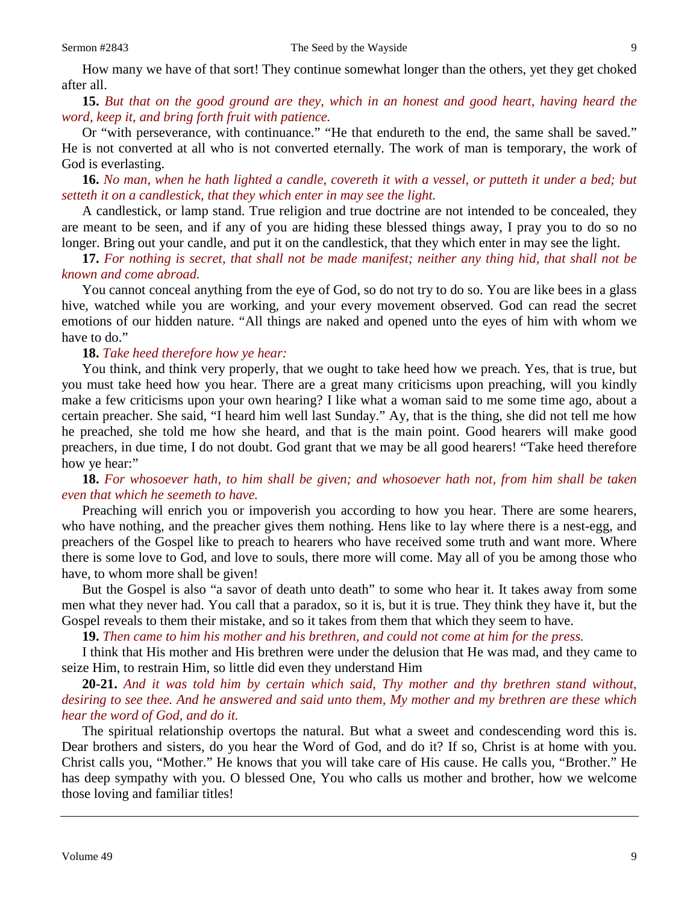How many we have of that sort! They continue somewhat longer than the others, yet they get choked after all.

**15.** *But that on the good ground are they, which in an honest and good heart, having heard the word, keep it, and bring forth fruit with patience.*

Or "with perseverance, with continuance." "He that endureth to the end, the same shall be saved." He is not converted at all who is not converted eternally. The work of man is temporary, the work of God is everlasting.

**16.** *No man, when he hath lighted a candle, covereth it with a vessel, or putteth it under a bed; but setteth it on a candlestick, that they which enter in may see the light.*

A candlestick, or lamp stand. True religion and true doctrine are not intended to be concealed, they are meant to be seen, and if any of you are hiding these blessed things away, I pray you to do so no longer. Bring out your candle, and put it on the candlestick, that they which enter in may see the light.

**17.** *For nothing is secret, that shall not be made manifest; neither any thing hid, that shall not be known and come abroad.*

You cannot conceal anything from the eye of God, so do not try to do so. You are like bees in a glass hive, watched while you are working, and your every movement observed. God can read the secret emotions of our hidden nature. "All things are naked and opened unto the eyes of him with whom we have to do."

**18.** *Take heed therefore how ye hear:*

You think, and think very properly, that we ought to take heed how we preach. Yes, that is true, but you must take heed how you hear. There are a great many criticisms upon preaching, will you kindly make a few criticisms upon your own hearing? I like what a woman said to me some time ago, about a certain preacher. She said, "I heard him well last Sunday." Ay, that is the thing, she did not tell me how he preached, she told me how she heard, and that is the main point. Good hearers will make good preachers, in due time, I do not doubt. God grant that we may be all good hearers! "Take heed therefore how ye hear:"

**18.** *For whosoever hath, to him shall be given; and whosoever hath not, from him shall be taken even that which he seemeth to have.*

Preaching will enrich you or impoverish you according to how you hear. There are some hearers, who have nothing, and the preacher gives them nothing. Hens like to lay where there is a nest-egg, and preachers of the Gospel like to preach to hearers who have received some truth and want more. Where there is some love to God, and love to souls, there more will come. May all of you be among those who have, to whom more shall be given!

But the Gospel is also "a savor of death unto death" to some who hear it. It takes away from some men what they never had. You call that a paradox, so it is, but it is true. They think they have it, but the Gospel reveals to them their mistake, and so it takes from them that which they seem to have.

**19.** *Then came to him his mother and his brethren, and could not come at him for the press.*

I think that His mother and His brethren were under the delusion that He was mad, and they came to seize Him, to restrain Him, so little did even they understand Him

**20-21.** *And it was told him by certain which said, Thy mother and thy brethren stand without, desiring to see thee. And he answered and said unto them, My mother and my brethren are these which hear the word of God, and do it.*

The spiritual relationship overtops the natural. But what a sweet and condescending word this is. Dear brothers and sisters, do you hear the Word of God, and do it? If so, Christ is at home with you. Christ calls you, "Mother." He knows that you will take care of His cause. He calls you, "Brother." He has deep sympathy with you. O blessed One, You who calls us mother and brother, how we welcome those loving and familiar titles!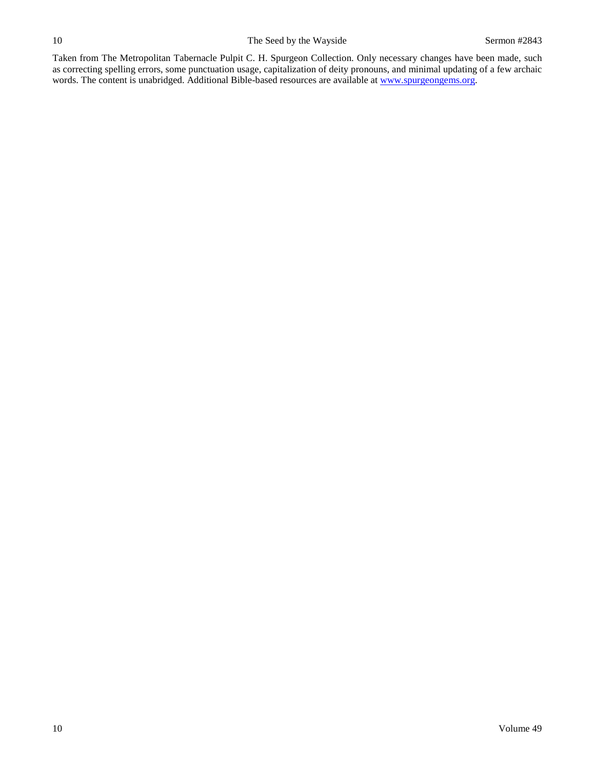Taken from The Metropolitan Tabernacle Pulpit C. H. Spurgeon Collection. Only necessary changes have been made, such as correcting spelling errors, some punctuation usage, capitalization of deity pronouns, and minimal updating of a few archaic words. The content is unabridged. Additional Bible-based resources are available at www.spurgeongems.org.